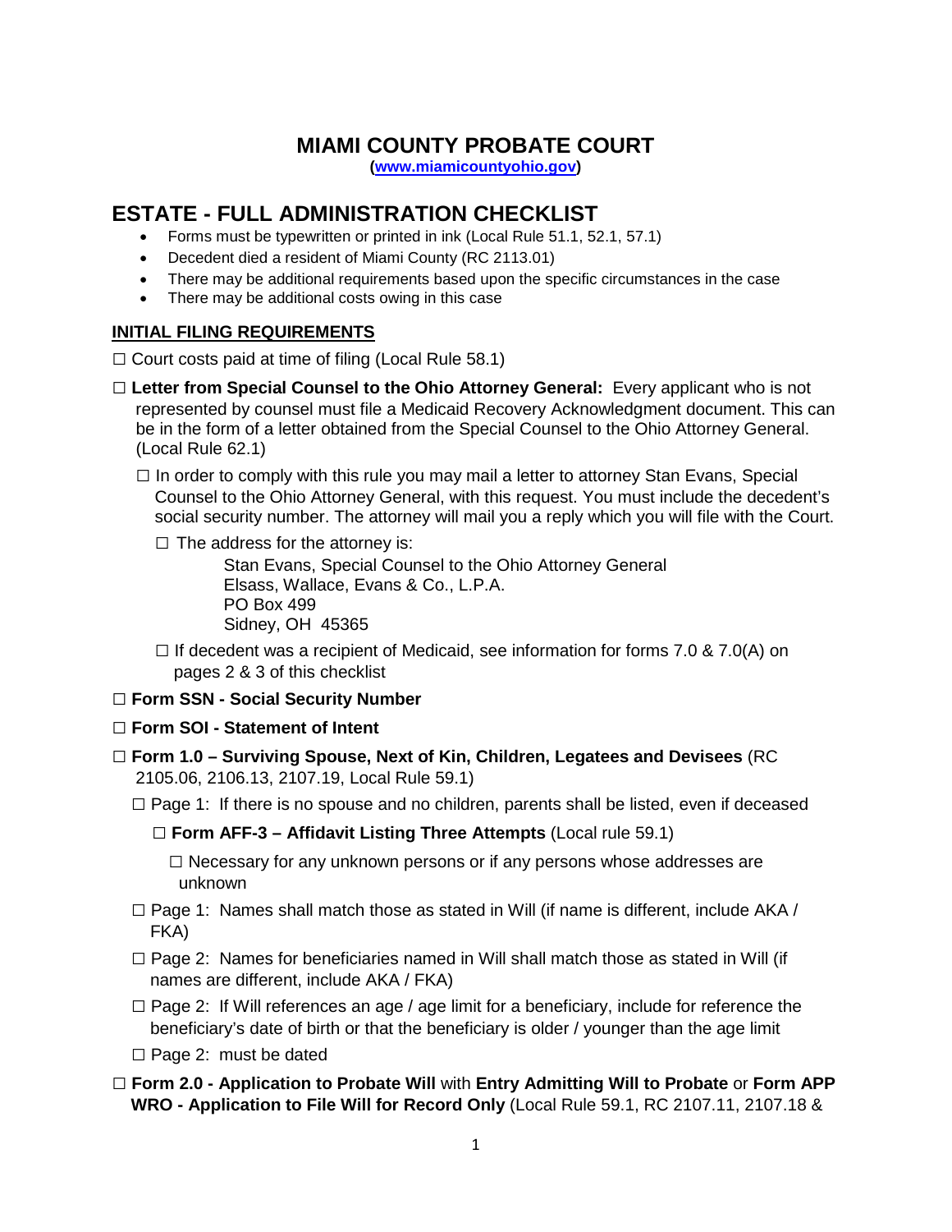# MIAMI COUNTY PROBATE COURT

**(www.miamicountyohio.gov)**

## ESTATE - FULL ADMINISTRATION CHECKLIST

- Forms must be typewritten or printed in ink (Local Rule 51.1, 52.1, 57.1)
- Decedent died a resident of Miami County (RC 2113.01)
- There may be additional requirements based upon the specific circumstances in the case
- There may be additional costs owing in this case

### INITIAL FILING REQUIREMENTS

☐ Court costs paid at time of filing (Local Rule 58.1)

☐ **Letter from Special Counsel to the Ohio Attorney General:** Every applicant who is not represented by counsel must file a Medicaid Recovery Acknowledgment document. This can be in the form of a letter obtained from the Special Counsel to the Ohio Attorney General. (Local Rule 62.1)

- ☐ In order to comply with this rule you may mail a letter to attorney Stan Evans, Special Counsel to the Ohio Attorney General, with this request. You must include the decedent's social security number. The attorney will mail you a reply which you will file with the Court.
  - ☐ The address for the attorney is:

    Stan Evans, Special Counsel to the Ohio Attorney General
    Elsass, Wallace, Evans & Co., L.P.A.
    PO Box 499
    Sidney, OH 45365

  - ☐ If decedent was a recipient of Medicaid, see information for forms 7.0 & 7.0(A) on pages 2 & 3 of this checklist

☐ **Form SSN - Social Security Number**

☐ **Form SOI - Statement of Intent**

☐ **Form 1.0 – Surviving Spouse, Next of Kin, Children, Legatees and Devisees** (RC 2105.06, 2106.13, 2107.19, Local Rule 59.1)

- ☐ Page 1: If there is no spouse and no children, parents shall be listed, even if deceased
  - ☐ **Form AFF-3 – Affidavit Listing Three Attempts** (Local rule 59.1)
    - ☐ Necessary for any unknown persons or if any persons whose addresses are unknown
- ☐ Page 1: Names shall match those as stated in Will (if name is different, include AKA / FKA)
- ☐ Page 2: Names for beneficiaries named in Will shall match those as stated in Will (if names are different, include AKA / FKA)
- ☐ Page 2: If Will references an age / age limit for a beneficiary, include for reference the beneficiary's date of birth or that the beneficiary is older / younger than the age limit
- ☐ Page 2: must be dated

☐ **Form 2.0 - Application to Probate Will** with **Entry Admitting Will to Probate** or **Form APP WRO - Application to File Will for Record Only** (Local Rule 59.1, RC 2107.11, 2107.18 &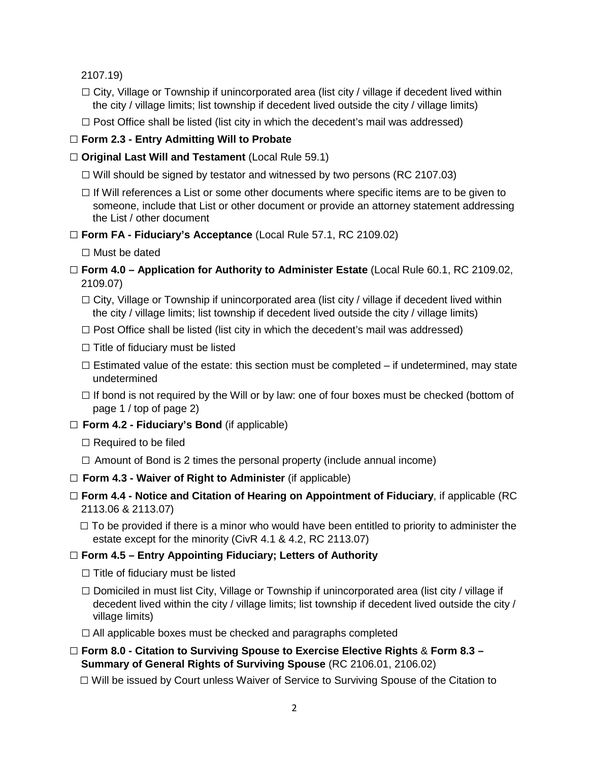2107.19)

- ☐ City, Village or Township if unincorporated area (list city / village if decedent lived within the city / village limits; list township if decedent lived outside the city / village limits)
- ☐ Post Office shall be listed (list city in which the decedent's mail was addressed)

☐ **Form 2.3 - Entry Admitting Will to Probate**

☐ **Original Last Will and Testament** (Local Rule 59.1)

- ☐ Will should be signed by testator and witnessed by two persons (RC 2107.03)
- ☐ If Will references a List or some other documents where specific items are to be given to someone, include that List or other document or provide an attorney statement addressing the List / other document

☐ **Form FA - Fiduciary's Acceptance** (Local Rule 57.1, RC 2109.02)

- ☐ Must be dated

☐ **Form 4.0 – Application for Authority to Administer Estate** (Local Rule 60.1, RC 2109.02, 2109.07)

- ☐ City, Village or Township if unincorporated area (list city / village if decedent lived within the city / village limits; list township if decedent lived outside the city / village limits)
- ☐ Post Office shall be listed (list city in which the decedent's mail was addressed)
- ☐ Title of fiduciary must be listed
- ☐ Estimated value of the estate: this section must be completed – if undetermined, may state undetermined
- ☐ If bond is not required by the Will or by law: one of four boxes must be checked (bottom of page 1 / top of page 2)

☐ **Form 4.2 - Fiduciary's Bond** (if applicable)

- ☐ Required to be filed
- ☐ Amount of Bond is 2 times the personal property (include annual income)

☐ **Form 4.3 - Waiver of Right to Administer** (if applicable)

☐ **Form 4.4 - Notice and Citation of Hearing on Appointment of Fiduciary**, if applicable (RC 2113.06 & 2113.07)

- ☐ To be provided if there is a minor who would have been entitled to priority to administer the estate except for the minority (CivR 4.1 & 4.2, RC 2113.07)

☐ **Form 4.5 – Entry Appointing Fiduciary; Letters of Authority**

- ☐ Title of fiduciary must be listed
- ☐ Domiciled in must list City, Village or Township if unincorporated area (list city / village if decedent lived within the city / village limits; list township if decedent lived outside the city / village limits)
- ☐ All applicable boxes must be checked and paragraphs completed

☐ **Form 8.0 - Citation to Surviving Spouse to Exercise Elective Rights** & **Form 8.3 – Summary of General Rights of Surviving Spouse** (RC 2106.01, 2106.02)

- ☐ Will be issued by Court unless Waiver of Service to Surviving Spouse of the Citation to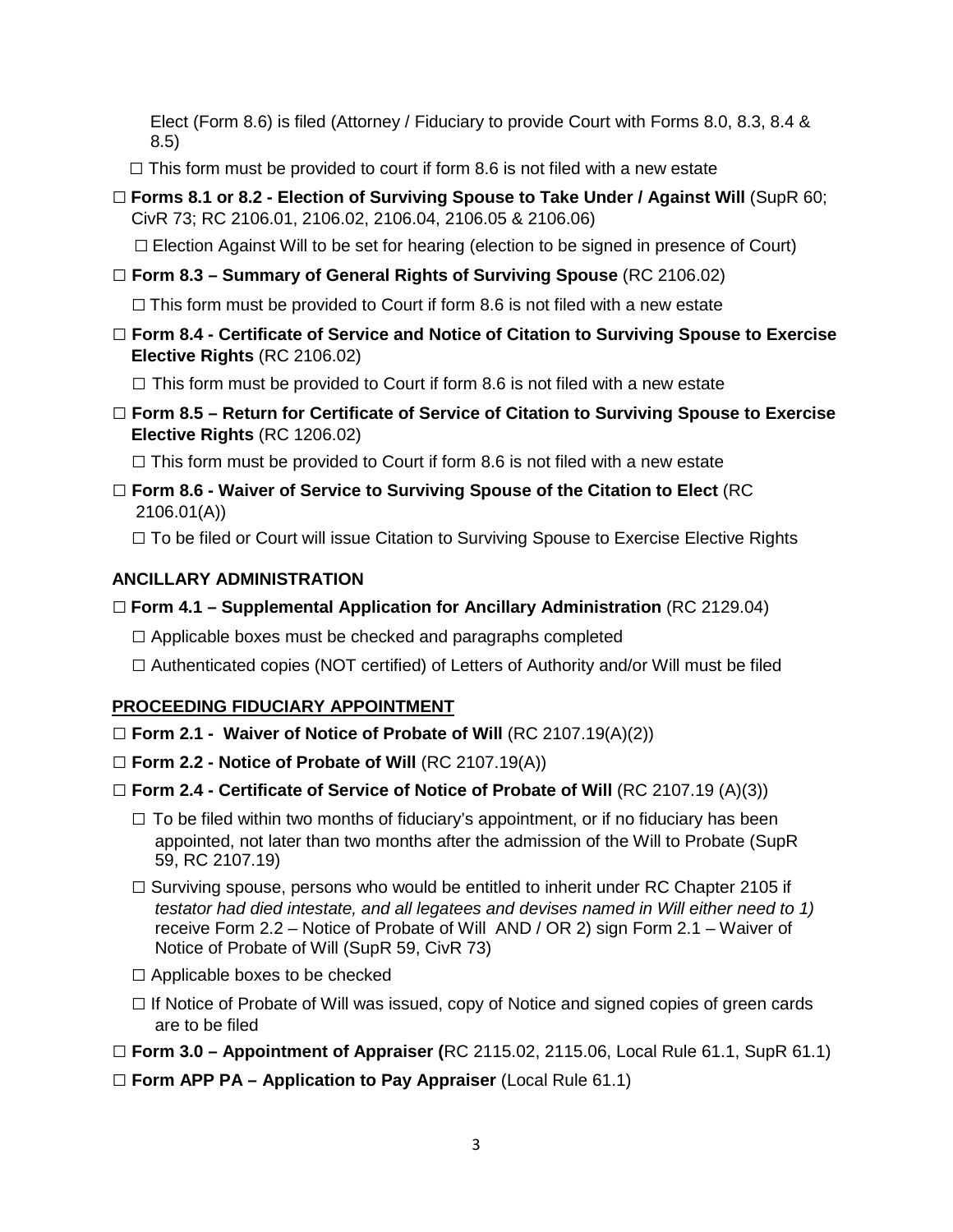Elect (Form 8.6) is filed (Attorney / Fiduciary to provide Court with Forms 8.0, 8.3, 8.4 & 8.5)

- ☐ This form must be provided to court if form 8.6 is not filed with a new estate

☐ **Forms 8.1 or 8.2 - Election of Surviving Spouse to Take Under / Against Will** (SupR 60; CivR 73; RC 2106.01, 2106.02, 2106.04, 2106.05 & 2106.06)

- ☐ Election Against Will to be set for hearing (election to be signed in presence of Court)

☐ **Form 8.3 – Summary of General Rights of Surviving Spouse** (RC 2106.02)

- ☐ This form must be provided to Court if form 8.6 is not filed with a new estate

☐ **Form 8.4 - Certificate of Service and Notice of Citation to Surviving Spouse to Exercise Elective Rights** (RC 2106.02)

- ☐ This form must be provided to Court if form 8.6 is not filed with a new estate

☐ **Form 8.5 – Return for Certificate of Service of Citation to Surviving Spouse to Exercise Elective Rights** (RC 1206.02)

- ☐ This form must be provided to Court if form 8.6 is not filed with a new estate

☐ **Form 8.6 - Waiver of Service to Surviving Spouse of the Citation to Elect** (RC 2106.01(A))

- ☐ To be filed or Court will issue Citation to Surviving Spouse to Exercise Elective Rights

## ANCILLARY ADMINISTRATION

☐ **Form 4.1 – Supplemental Application for Ancillary Administration** (RC 2129.04)

- ☐ Applicable boxes must be checked and paragraphs completed
- ☐ Authenticated copies (NOT certified) of Letters of Authority and/or Will must be filed

## PROCEEDING FIDUCIARY APPOINTMENT

☐ **Form 2.1 - Waiver of Notice of Probate of Will** (RC 2107.19(A)(2))

☐ **Form 2.2 - Notice of Probate of Will** (RC 2107.19(A))

☐ **Form 2.4 - Certificate of Service of Notice of Probate of Will** (RC 2107.19 (A)(3))

- ☐ To be filed within two months of fiduciary's appointment, or if no fiduciary has been appointed, not later than two months after the admission of the Will to Probate (SupR 59, RC 2107.19)
- ☐ Surviving spouse, persons who would be entitled to inherit under RC Chapter 2105 if *testator had died intestate, and all legatees and devises named in Will either need to 1)* receive Form 2.2 – Notice of Probate of Will AND / OR 2) sign Form 2.1 – Waiver of Notice of Probate of Will (SupR 59, CivR 73)
- ☐ Applicable boxes to be checked
- ☐ If Notice of Probate of Will was issued, copy of Notice and signed copies of green cards are to be filed

☐ **Form 3.0 – Appointment of Appraiser (**RC 2115.02, 2115.06, Local Rule 61.1, SupR 61.1)

☐ **Form APP PA – Application to Pay Appraiser** (Local Rule 61.1)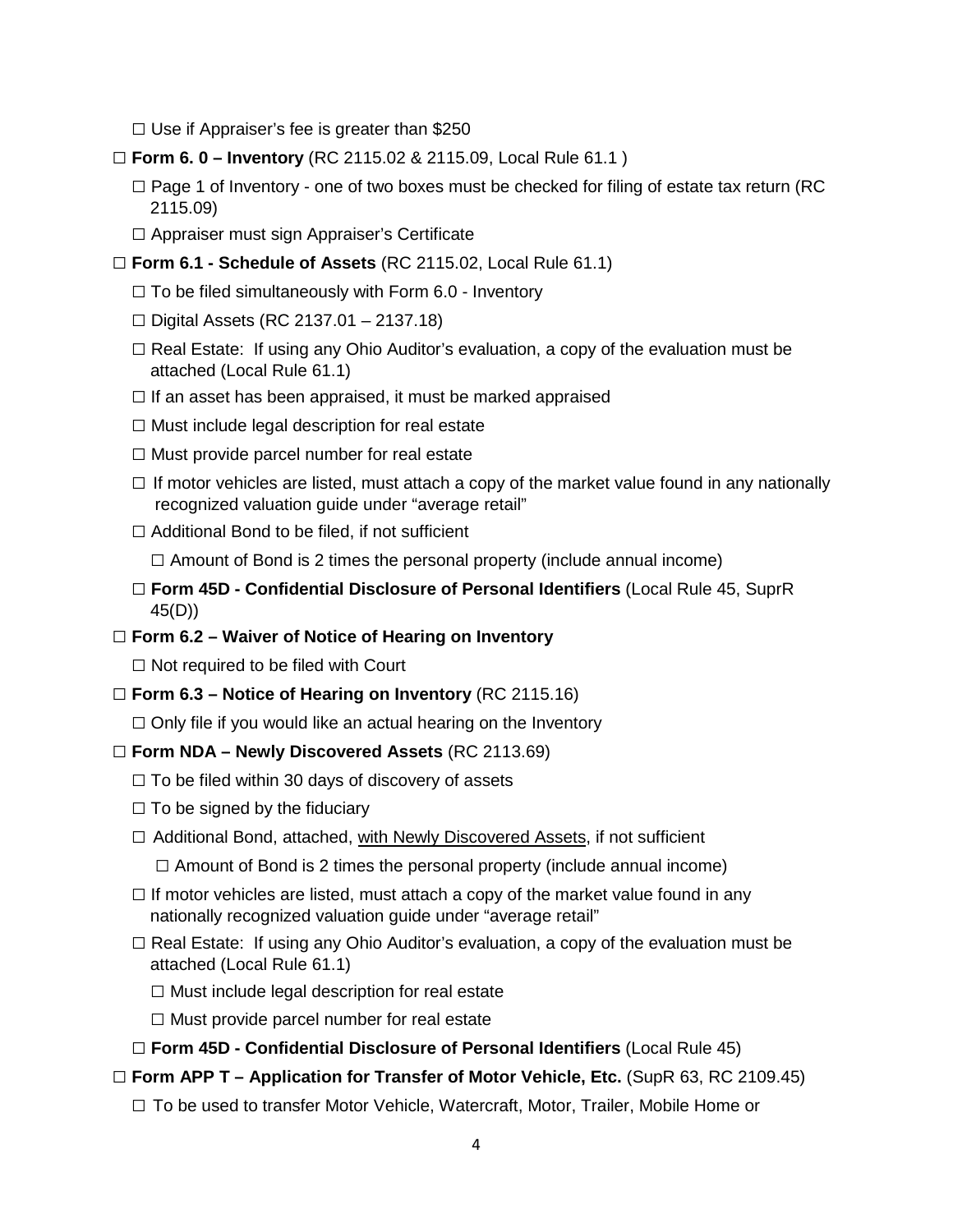- ☐ Use if Appraiser's fee is greater than $250

- ☐ **Form 6. 0 – Inventory** (RC 2115.02 & 2115.09, Local Rule 61.1 )
  - ☐ Page 1 of Inventory - one of two boxes must be checked for filing of estate tax return (RC 2115.09)
  - ☐ Appraiser must sign Appraiser's Certificate
- ☐ **Form 6.1 - Schedule of Assets** (RC 2115.02, Local Rule 61.1)
  - ☐ To be filed simultaneously with Form 6.0 - Inventory
  - ☐ Digital Assets (RC 2137.01 – 2137.18)
  - ☐ Real Estate: If using any Ohio Auditor's evaluation, a copy of the evaluation must be attached (Local Rule 61.1)
  - ☐ If an asset has been appraised, it must be marked appraised
  - ☐ Must include legal description for real estate
  - ☐ Must provide parcel number for real estate
  - ☐ If motor vehicles are listed, must attach a copy of the market value found in any nationally recognized valuation guide under "average retail"
  - ☐ Additional Bond to be filed, if not sufficient
    - ☐ Amount of Bond is 2 times the personal property (include annual income)
  - ☐ **Form 45D - Confidential Disclosure of Personal Identifiers** (Local Rule 45, SuprR 45(D))
- ☐ **Form 6.2 – Waiver of Notice of Hearing on Inventory**
  - ☐ Not required to be filed with Court
- ☐ **Form 6.3 – Notice of Hearing on Inventory** (RC 2115.16)
  - ☐ Only file if you would like an actual hearing on the Inventory
- ☐ **Form NDA – Newly Discovered Assets** (RC 2113.69)
  - ☐ To be filed within 30 days of discovery of assets
  - ☐ To be signed by the fiduciary
  - ☐ Additional Bond, attached, with Newly Discovered Assets, if not sufficient
    - ☐ Amount of Bond is 2 times the personal property (include annual income)
  - ☐ If motor vehicles are listed, must attach a copy of the market value found in any nationally recognized valuation guide under "average retail"
  - ☐ Real Estate: If using any Ohio Auditor's evaluation, a copy of the evaluation must be attached (Local Rule 61.1)
    - ☐ Must include legal description for real estate
    - ☐ Must provide parcel number for real estate
  - ☐ **Form 45D - Confidential Disclosure of Personal Identifiers** (Local Rule 45)
- ☐ **Form APP T – Application for Transfer of Motor Vehicle, Etc.** (SupR 63, RC 2109.45)
  - ☐ To be used to transfer Motor Vehicle, Watercraft, Motor, Trailer, Mobile Home or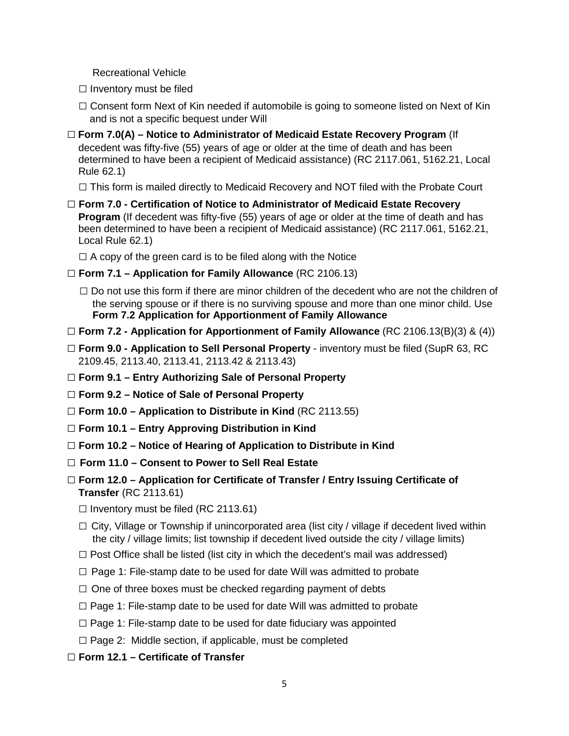Recreational Vehicle

- ☐ Inventory must be filed
- ☐ Consent form Next of Kin needed if automobile is going to someone listed on Next of Kin and is not a specific bequest under Will

☐ **Form 7.0(A) – Notice to Administrator of Medicaid Estate Recovery Program** (If decedent was fifty-five (55) years of age or older at the time of death and has been determined to have been a recipient of Medicaid assistance) (RC 2117.061, 5162.21, Local Rule 62.1)

- ☐ This form is mailed directly to Medicaid Recovery and NOT filed with the Probate Court

☐ **Form 7.0 - Certification of Notice to Administrator of Medicaid Estate Recovery Program** (If decedent was fifty-five (55) years of age or older at the time of death and has been determined to have been a recipient of Medicaid assistance) (RC 2117.061, 5162.21, Local Rule 62.1)

- ☐ A copy of the green card is to be filed along with the Notice

☐ **Form 7.1 – Application for Family Allowance** (RC 2106.13)

- ☐ Do not use this form if there are minor children of the decedent who are not the children of the serving spouse or if there is no surviving spouse and more than one minor child. Use **Form 7.2 Application for Apportionment of Family Allowance**

☐ **Form 7.2 - Application for Apportionment of Family Allowance** (RC 2106.13(B)(3) & (4))

☐ **Form 9.0 - Application to Sell Personal Property** - inventory must be filed (SupR 63, RC 2109.45, 2113.40, 2113.41, 2113.42 & 2113.43)

☐ **Form 9.1 – Entry Authorizing Sale of Personal Property**

☐ **Form 9.2 – Notice of Sale of Personal Property**

☐ **Form 10.0 – Application to Distribute in Kind** (RC 2113.55)

☐ **Form 10.1 – Entry Approving Distribution in Kind**

☐ **Form 10.2 – Notice of Hearing of Application to Distribute in Kind**

☐ **Form 11.0 – Consent to Power to Sell Real Estate**

☐ **Form 12.0 – Application for Certificate of Transfer / Entry Issuing Certificate of Transfer** (RC 2113.61)

- ☐ Inventory must be filed (RC 2113.61)
- ☐ City, Village or Township if unincorporated area (list city / village if decedent lived within the city / village limits; list township if decedent lived outside the city / village limits)
- ☐ Post Office shall be listed (list city in which the decedent's mail was addressed)
- ☐ Page 1: File-stamp date to be used for date Will was admitted to probate
- ☐ One of three boxes must be checked regarding payment of debts
- ☐ Page 1: File-stamp date to be used for date Will was admitted to probate
- ☐ Page 1: File-stamp date to be used for date fiduciary was appointed
- ☐ Page 2: Middle section, if applicable, must be completed

☐ **Form 12.1 – Certificate of Transfer**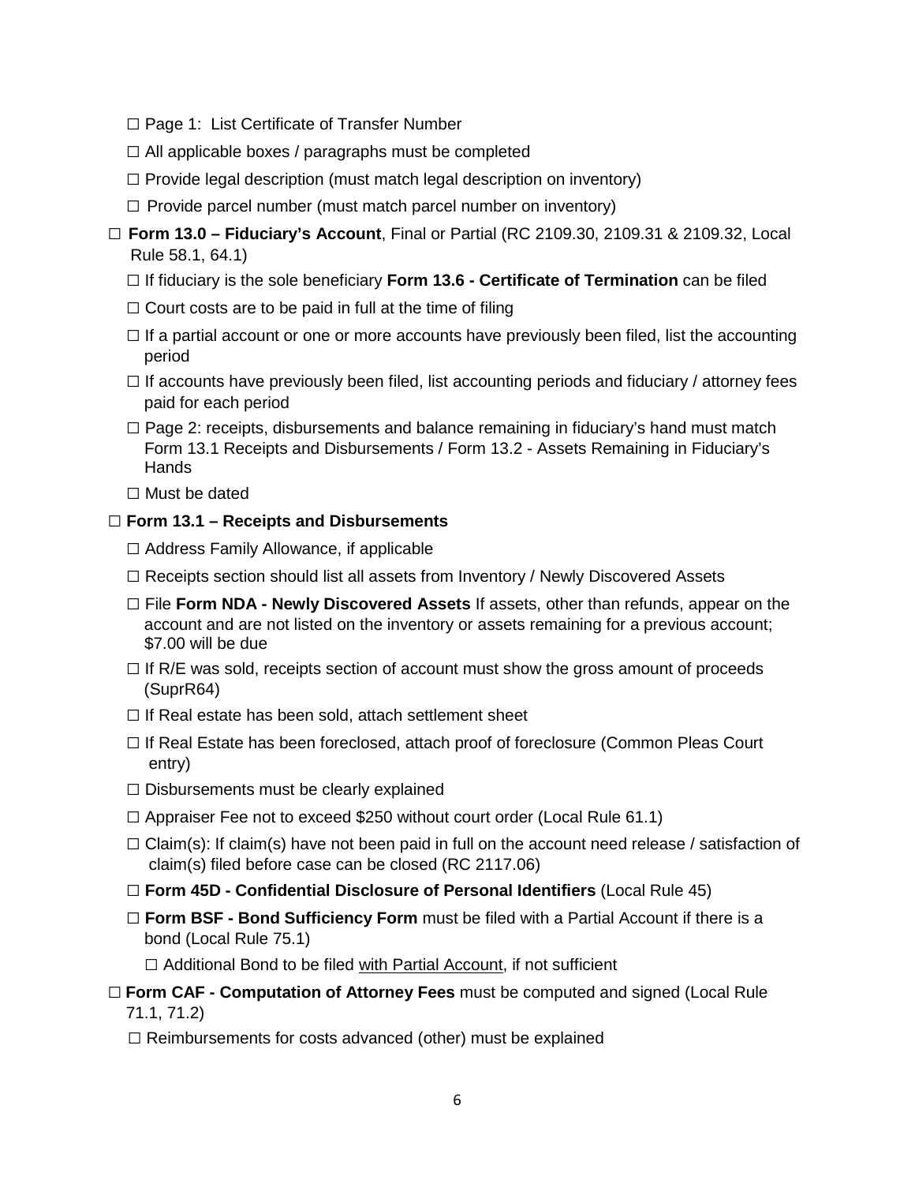- ☐ Page 1: List Certificate of Transfer Number
- ☐ All applicable boxes / paragraphs must be completed
- ☐ Provide legal description (must match legal description on inventory)
- ☐ Provide parcel number (must match parcel number on inventory)

☐ **Form 13.0 – Fiduciary's Account**, Final or Partial (RC 2109.30, 2109.31 & 2109.32, Local Rule 58.1, 64.1)

- ☐ If fiduciary is the sole beneficiary **Form 13.6 - Certificate of Termination** can be filed
- ☐ Court costs are to be paid in full at the time of filing
- ☐ If a partial account or one or more accounts have previously been filed, list the accounting period
- ☐ If accounts have previously been filed, list accounting periods and fiduciary / attorney fees paid for each period
- ☐ Page 2: receipts, disbursements and balance remaining in fiduciary's hand must match Form 13.1 Receipts and Disbursements / Form 13.2 - Assets Remaining in Fiduciary's Hands
- ☐ Must be dated

☐ **Form 13.1 – Receipts and Disbursements**

- ☐ Address Family Allowance, if applicable
- ☐ Receipts section should list all assets from Inventory / Newly Discovered Assets
- ☐ File **Form NDA - Newly Discovered Assets** If assets, other than refunds, appear on the account and are not listed on the inventory or assets remaining for a previous account; $7.00 will be due
- ☐ If R/E was sold, receipts section of account must show the gross amount of proceeds (SuprR64)
- ☐ If Real estate has been sold, attach settlement sheet
- ☐ If Real Estate has been foreclosed, attach proof of foreclosure (Common Pleas Court entry)
- ☐ Disbursements must be clearly explained
- ☐ Appraiser Fee not to exceed $250 without court order (Local Rule 61.1)
- ☐ Claim(s): If claim(s) have not been paid in full on the account need release / satisfaction of claim(s) filed before case can be closed (RC 2117.06)
- ☐ **Form 45D - Confidential Disclosure of Personal Identifiers** (Local Rule 45)
- ☐ **Form BSF - Bond Sufficiency Form** must be filed with a Partial Account if there is a bond (Local Rule 75.1)
  - ☐ Additional Bond to be filed <u>with Partial Account</u>, if not sufficient

☐ **Form CAF - Computation of Attorney Fees** must be computed and signed (Local Rule 71.1, 71.2)

- ☐ Reimbursements for costs advanced (other) must be explained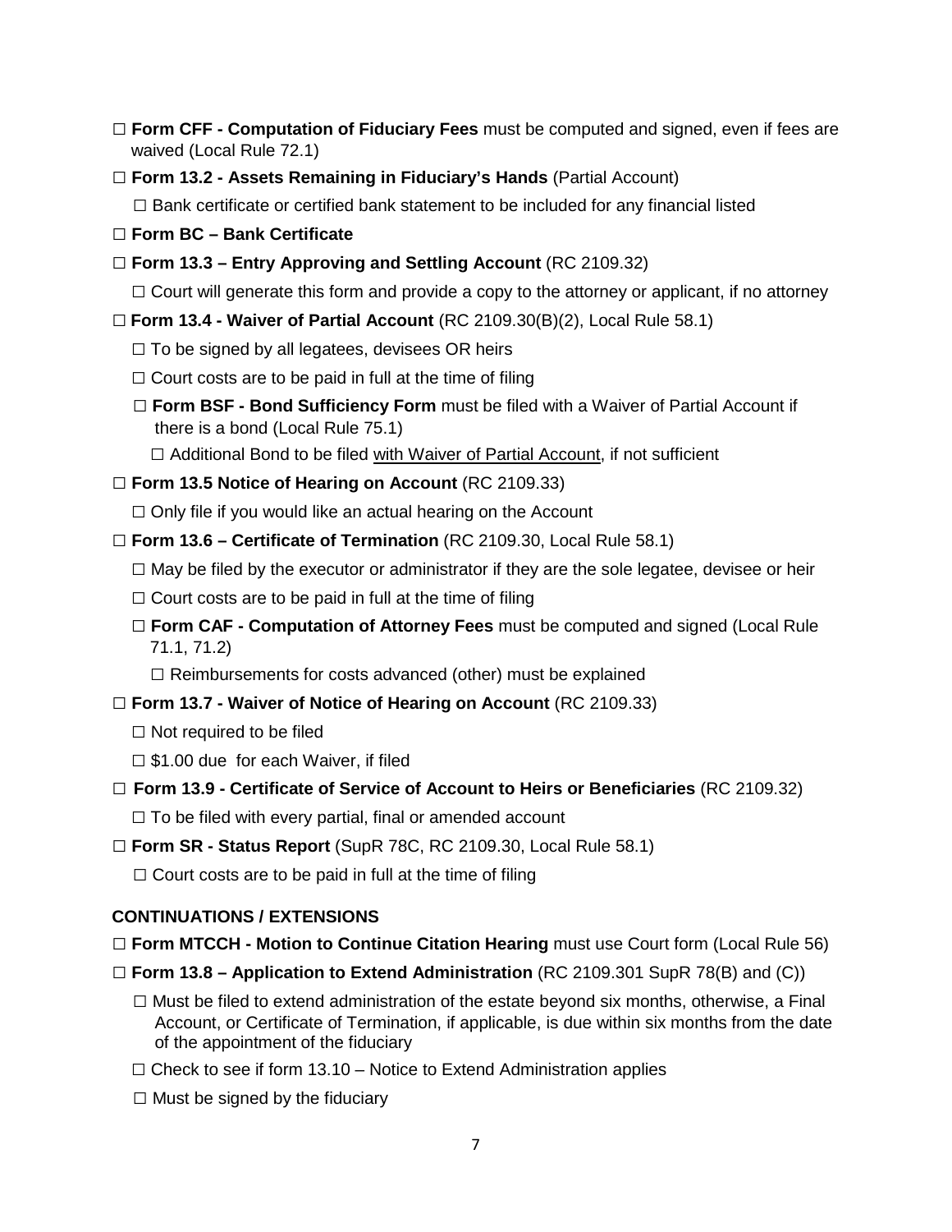- ☐ **Form CFF - Computation of Fiduciary Fees** must be computed and signed, even if fees are waived (Local Rule 72.1)
- ☐ **Form 13.2 - Assets Remaining in Fiduciary's Hands** (Partial Account)
  - ☐ Bank certificate or certified bank statement to be included for any financial listed
- ☐ **Form BC – Bank Certificate**
- ☐ **Form 13.3 – Entry Approving and Settling Account** (RC 2109.32)
  - ☐ Court will generate this form and provide a copy to the attorney or applicant, if no attorney
- ☐ **Form 13.4 - Waiver of Partial Account** (RC 2109.30(B)(2), Local Rule 58.1)
  - ☐ To be signed by all legatees, devisees OR heirs
  - ☐ Court costs are to be paid in full at the time of filing
  - ☐ **Form BSF - Bond Sufficiency Form** must be filed with a Waiver of Partial Account if there is a bond (Local Rule 75.1)
    - ☐ Additional Bond to be filed <u>with Waiver of Partial Account</u>, if not sufficient
- ☐ **Form 13.5 Notice of Hearing on Account** (RC 2109.33)
  - ☐ Only file if you would like an actual hearing on the Account
- ☐ **Form 13.6 – Certificate of Termination** (RC 2109.30, Local Rule 58.1)
  - ☐ May be filed by the executor or administrator if they are the sole legatee, devisee or heir
  - ☐ Court costs are to be paid in full at the time of filing
  - ☐ **Form CAF - Computation of Attorney Fees** must be computed and signed (Local Rule 71.1, 71.2)
    - ☐ Reimbursements for costs advanced (other) must be explained
- ☐ **Form 13.7 - Waiver of Notice of Hearing on Account** (RC 2109.33)
  - ☐ Not required to be filed
  - ☐ $1.00 due for each Waiver, if filed
- ☐ **Form 13.9 - Certificate of Service of Account to Heirs or Beneficiaries** (RC 2109.32)
  - ☐ To be filed with every partial, final or amended account
- ☐ **Form SR - Status Report** (SupR 78C, RC 2109.30, Local Rule 58.1)
  - ☐ Court costs are to be paid in full at the time of filing

## CONTINUATIONS / EXTENSIONS

- ☐ **Form MTCCH - Motion to Continue Citation Hearing** must use Court form (Local Rule 56)
- ☐ **Form 13.8 – Application to Extend Administration** (RC 2109.301 SupR 78(B) and (C))
  - ☐ Must be filed to extend administration of the estate beyond six months, otherwise, a Final Account, or Certificate of Termination, if applicable, is due within six months from the date of the appointment of the fiduciary
  - ☐ Check to see if form 13.10 – Notice to Extend Administration applies
  - ☐ Must be signed by the fiduciary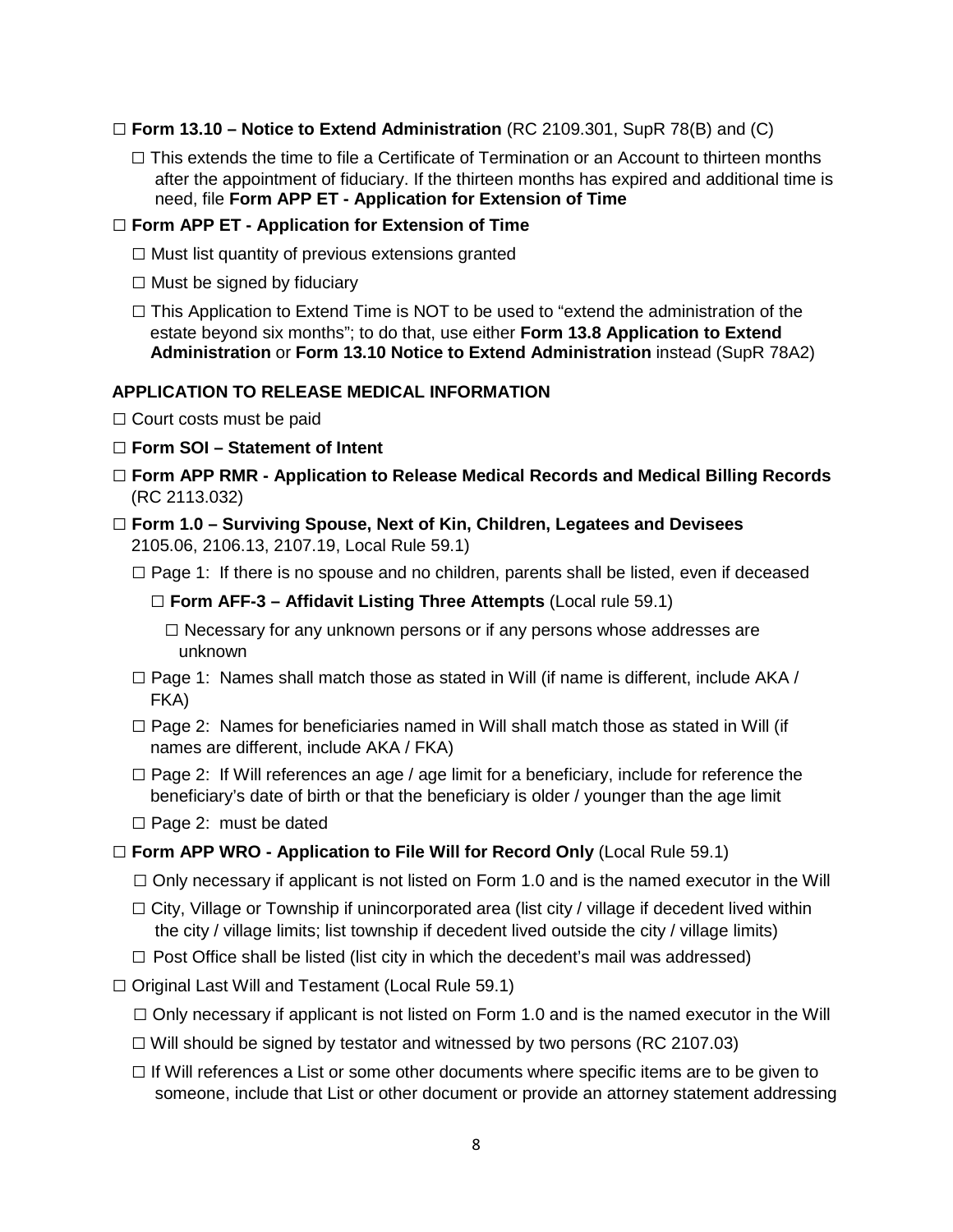☐ **Form 13.10 – Notice to Extend Administration** (RC 2109.301, SupR 78(B) and (C)

- ☐ This extends the time to file a Certificate of Termination or an Account to thirteen months after the appointment of fiduciary. If the thirteen months has expired and additional time is need, file **Form APP ET - Application for Extension of Time**

☐ **Form APP ET - Application for Extension of Time**

- ☐ Must list quantity of previous extensions granted
- ☐ Must be signed by fiduciary
- ☐ This Application to Extend Time is NOT to be used to "extend the administration of the estate beyond six months"; to do that, use either **Form 13.8 Application to Extend Administration** or **Form 13.10 Notice to Extend Administration** instead (SupR 78A2)

### APPLICATION TO RELEASE MEDICAL INFORMATION

☐ Court costs must be paid

☐ **Form SOI – Statement of Intent**

☐ **Form APP RMR - Application to Release Medical Records and Medical Billing Records** (RC 2113.032)

☐ **Form 1.0 – Surviving Spouse, Next of Kin, Children, Legatees and Devisees** 2105.06, 2106.13, 2107.19, Local Rule 59.1)

- ☐ Page 1: If there is no spouse and no children, parents shall be listed, even if deceased
  - ☐ **Form AFF-3 – Affidavit Listing Three Attempts** (Local rule 59.1)
    - ☐ Necessary for any unknown persons or if any persons whose addresses are unknown
- ☐ Page 1: Names shall match those as stated in Will (if name is different, include AKA / FKA)
- ☐ Page 2: Names for beneficiaries named in Will shall match those as stated in Will (if names are different, include AKA / FKA)
- ☐ Page 2: If Will references an age / age limit for a beneficiary, include for reference the beneficiary's date of birth or that the beneficiary is older / younger than the age limit
- ☐ Page 2: must be dated

☐ **Form APP WRO - Application to File Will for Record Only** (Local Rule 59.1)

- ☐ Only necessary if applicant is not listed on Form 1.0 and is the named executor in the Will
- ☐ City, Village or Township if unincorporated area (list city / village if decedent lived within the city / village limits; list township if decedent lived outside the city / village limits)
- ☐ Post Office shall be listed (list city in which the decedent's mail was addressed)

☐ Original Last Will and Testament (Local Rule 59.1)

- ☐ Only necessary if applicant is not listed on Form 1.0 and is the named executor in the Will
- ☐ Will should be signed by testator and witnessed by two persons (RC 2107.03)
- ☐ If Will references a List or some other documents where specific items are to be given to someone, include that List or other document or provide an attorney statement addressing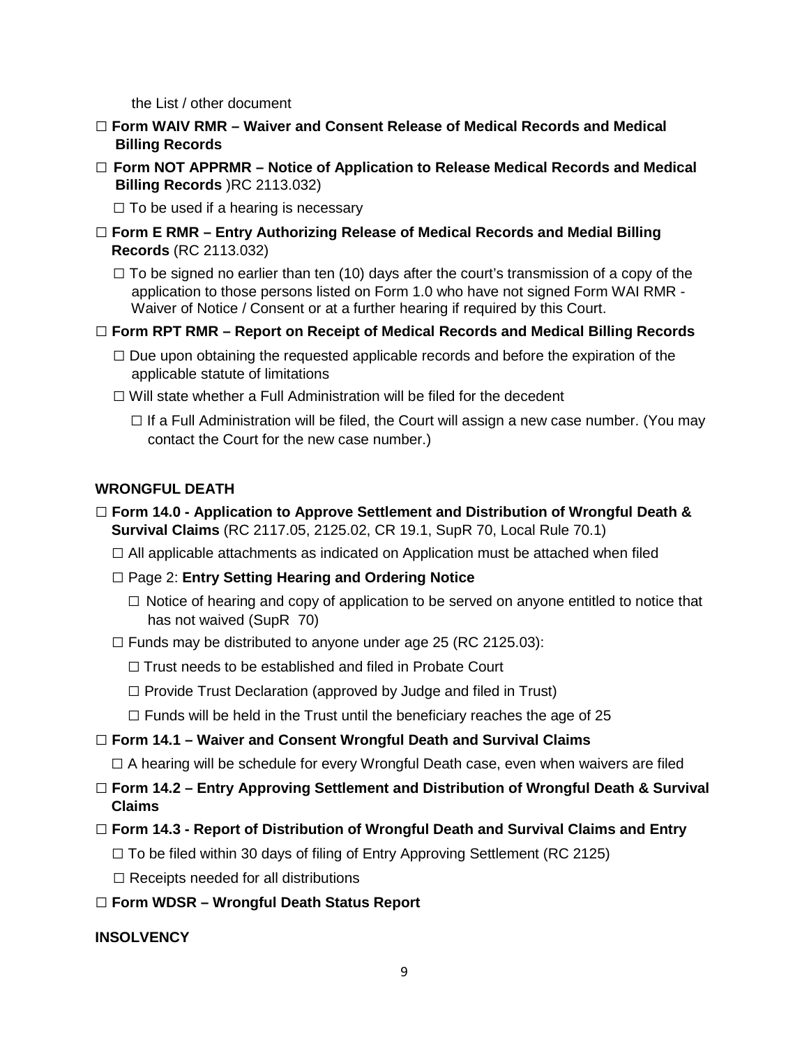the List / other document

- ☐ **Form WAIV RMR – Waiver and Consent Release of Medical Records and Medical Billing Records**
- ☐ **Form NOT APPRMR – Notice of Application to Release Medical Records and Medical Billing Records** )RC 2113.032)
  - ☐ To be used if a hearing is necessary
- ☐ **Form E RMR – Entry Authorizing Release of Medical Records and Medial Billing Records** (RC 2113.032)
  - ☐ To be signed no earlier than ten (10) days after the court's transmission of a copy of the application to those persons listed on Form 1.0 who have not signed Form WAI RMR - Waiver of Notice / Consent or at a further hearing if required by this Court.
- ☐ **Form RPT RMR – Report on Receipt of Medical Records and Medical Billing Records**
  - ☐ Due upon obtaining the requested applicable records and before the expiration of the applicable statute of limitations
  - ☐ Will state whether a Full Administration will be filed for the decedent
    - ☐ If a Full Administration will be filed, the Court will assign a new case number. (You may contact the Court for the new case number.)

**WRONGFUL DEATH**

- ☐ **Form 14.0 - Application to Approve Settlement and Distribution of Wrongful Death & Survival Claims** (RC 2117.05, 2125.02, CR 19.1, SupR 70, Local Rule 70.1)
  - ☐ All applicable attachments as indicated on Application must be attached when filed
  - ☐ Page 2: **Entry Setting Hearing and Ordering Notice**
    - ☐ Notice of hearing and copy of application to be served on anyone entitled to notice that has not waived (SupR 70)
  - ☐ Funds may be distributed to anyone under age 25 (RC 2125.03):
    - ☐ Trust needs to be established and filed in Probate Court
    - ☐ Provide Trust Declaration (approved by Judge and filed in Trust)
    - ☐ Funds will be held in the Trust until the beneficiary reaches the age of 25
- ☐ **Form 14.1 – Waiver and Consent Wrongful Death and Survival Claims**
  - ☐ A hearing will be schedule for every Wrongful Death case, even when waivers are filed
- ☐ **Form 14.2 – Entry Approving Settlement and Distribution of Wrongful Death & Survival Claims**
- ☐ **Form 14.3 - Report of Distribution of Wrongful Death and Survival Claims and Entry**
  - ☐ To be filed within 30 days of filing of Entry Approving Settlement (RC 2125)
  - ☐ Receipts needed for all distributions
- ☐ **Form WDSR – Wrongful Death Status Report**

**INSOLVENCY**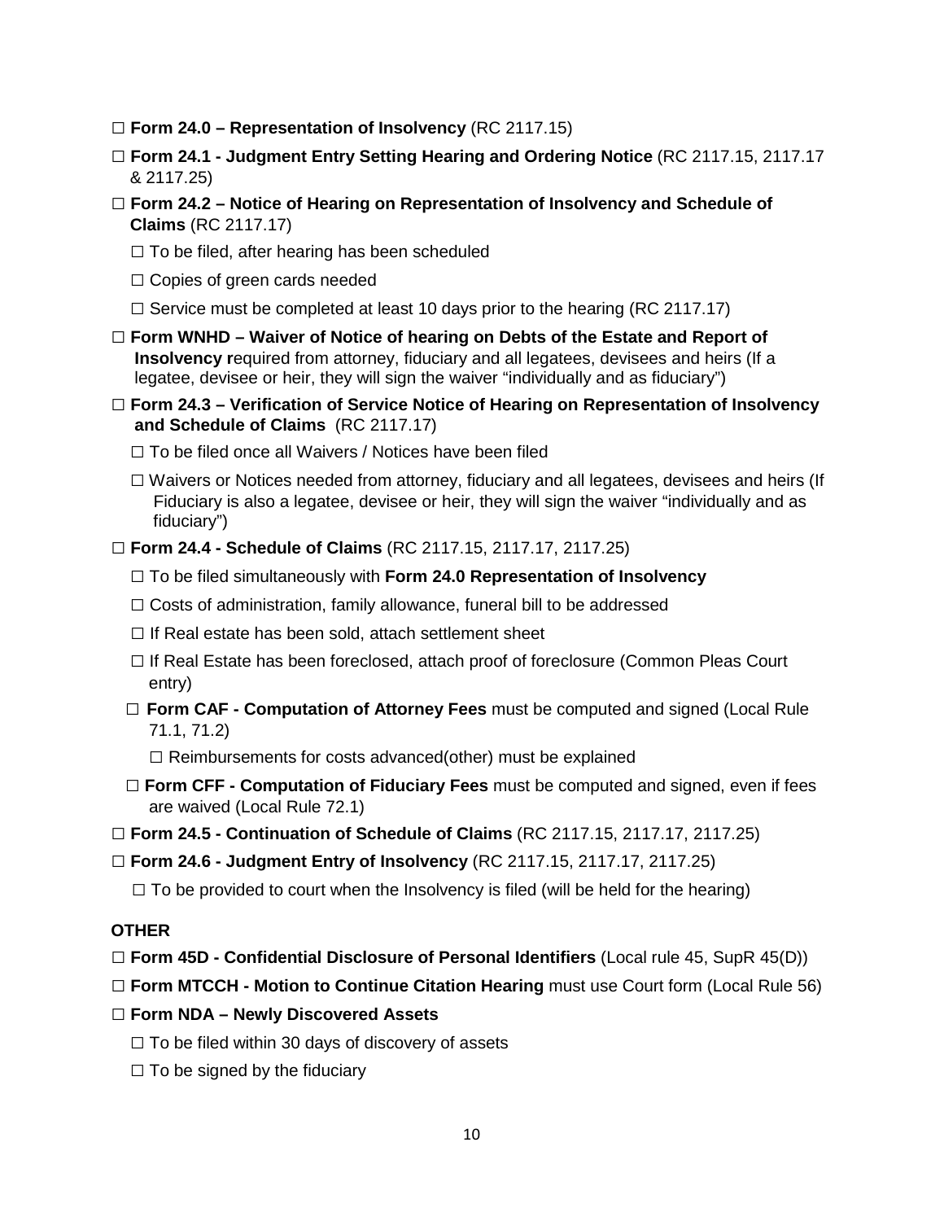- ☐ **Form 24.0 – Representation of Insolvency** (RC 2117.15)
- ☐ **Form 24.1 - Judgment Entry Setting Hearing and Ordering Notice** (RC 2117.15, 2117.17 & 2117.25)
- ☐ **Form 24.2 – Notice of Hearing on Representation of Insolvency and Schedule of Claims** (RC 2117.17)
  - ☐ To be filed, after hearing has been scheduled
  - ☐ Copies of green cards needed
  - ☐ Service must be completed at least 10 days prior to the hearing (RC 2117.17)
- ☐ **Form WNHD – Waiver of Notice of hearing on Debts of the Estate and Report of Insolvency r**equired from attorney, fiduciary and all legatees, devisees and heirs (If a legatee, devisee or heir, they will sign the waiver "individually and as fiduciary")
- ☐ **Form 24.3 – Verification of Service Notice of Hearing on Representation of Insolvency and Schedule of Claims** (RC 2117.17)
  - ☐ To be filed once all Waivers / Notices have been filed
  - ☐ Waivers or Notices needed from attorney, fiduciary and all legatees, devisees and heirs (If Fiduciary is also a legatee, devisee or heir, they will sign the waiver "individually and as fiduciary")
- ☐ **Form 24.4 - Schedule of Claims** (RC 2117.15, 2117.17, 2117.25)
  - ☐ To be filed simultaneously with **Form 24.0 Representation of Insolvency**
  - ☐ Costs of administration, family allowance, funeral bill to be addressed
  - ☐ If Real estate has been sold, attach settlement sheet
  - ☐ If Real Estate has been foreclosed, attach proof of foreclosure (Common Pleas Court entry)
  - ☐ **Form CAF - Computation of Attorney Fees** must be computed and signed (Local Rule 71.1, 71.2)
    - ☐ Reimbursements for costs advanced(other) must be explained
  - ☐ **Form CFF - Computation of Fiduciary Fees** must be computed and signed, even if fees are waived (Local Rule 72.1)
- ☐ **Form 24.5 - Continuation of Schedule of Claims** (RC 2117.15, 2117.17, 2117.25)
- ☐ **Form 24.6 - Judgment Entry of Insolvency** (RC 2117.15, 2117.17, 2117.25)
  - ☐ To be provided to court when the Insolvency is filed (will be held for the hearing)

**OTHER**

- ☐ **Form 45D - Confidential Disclosure of Personal Identifiers** (Local rule 45, SupR 45(D))
- ☐ **Form MTCCH - Motion to Continue Citation Hearing** must use Court form (Local Rule 56)
- ☐ **Form NDA – Newly Discovered Assets**
  - ☐ To be filed within 30 days of discovery of assets
  - ☐ To be signed by the fiduciary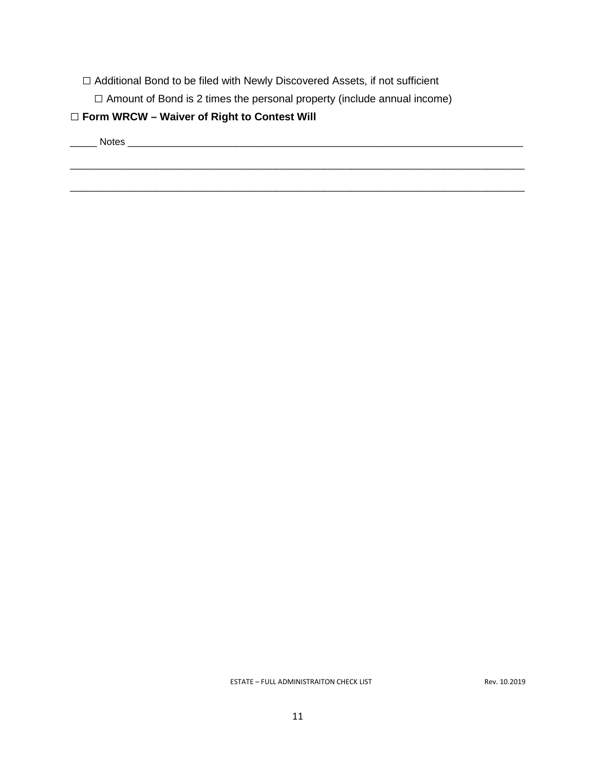☐ Additional Bond to be filed with Newly Discovered Assets, if not sufficient

☐ Amount of Bond is 2 times the personal property (include annual income)

☐ **Form WRCW – Waiver of Right to Contest Will**

_____ Notes ___________________________________________________________________________

_________________________________________________________________________________

_________________________________________________________________________________